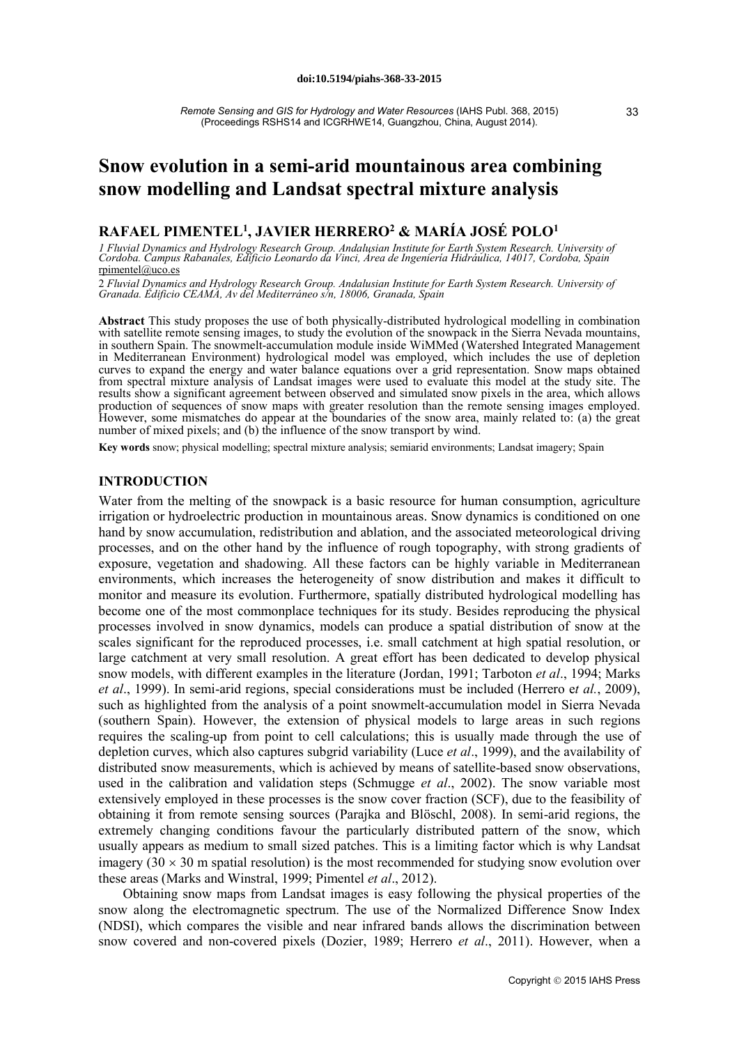doi:10.5194/piahs-368-33-2015

*Remote Sensing and GIS for Hydrology and Water Resources* (IAHS Publ. 368, 2015)
(Proceedings RSHS14 and ICGRHWE14, Guangzhou, China, August 2014).

# Snow evolution in a semi-arid mountainous area combining snow modelling and Landsat spectral mixture analysis

## RAFAEL PIMENTEL[1], JAVIER HERRERO[2] & MARÍA JOSÉ POLO[1]

*1 Fluvial Dynamics and Hydrology Research Group. Andalusian Institute for Earth System Research. University of Cordoba. Campus Rabanales, Edificio Leonardo da Vinci, Área de Ingeniería Hidráulica, 14017, Cordoba, Spain*
rpimentel@uco.es

*2 Fluvial Dynamics and Hydrology Research Group. Andalusian Institute for Earth System Research. University of Granada. Edificio CEAMA, Av del Mediterráneo s/n, 18006, Granada, Spain*

**Abstract** This study proposes the use of both physically-distributed hydrological modelling in combination with satellite remote sensing images, to study the evolution of the snowpack in the Sierra Nevada mountains, in southern Spain. The snowmelt-accumulation module inside WiMMed (Watershed Integrated Management in Mediterranean Environment) hydrological model was employed, which includes the use of depletion curves to expand the energy and water balance equations over a grid representation. Snow maps obtained from spectral mixture analysis of Landsat images were used to evaluate this model at the study site. The results show a significant agreement between observed and simulated snow pixels in the area, which allows production of sequences of snow maps with greater resolution than the remote sensing images employed. However, some mismatches do appear at the boundaries of the snow area, mainly related to: (a) the great number of mixed pixels; and (b) the influence of the snow transport by wind.

**Key words** snow; physical modelling; spectral mixture analysis; semiarid environments; Landsat imagery; Spain

## INTRODUCTION

Water from the melting of the snowpack is a basic resource for human consumption, agriculture irrigation or hydroelectric production in mountainous areas. Snow dynamics is conditioned on one hand by snow accumulation, redistribution and ablation, and the associated meteorological driving processes, and on the other hand by the influence of rough topography, with strong gradients of exposure, vegetation and shadowing. All these factors can be highly variable in Mediterranean environments, which increases the heterogeneity of snow distribution and makes it difficult to monitor and measure its evolution. Furthermore, spatially distributed hydrological modelling has become one of the most commonplace techniques for its study. Besides reproducing the physical processes involved in snow dynamics, models can produce a spatial distribution of snow at the scales significant for the reproduced processes, i.e. small catchment at high spatial resolution, or large catchment at very small resolution. A great effort has been dedicated to develop physical snow models, with different examples in the literature (Jordan, 1991; Tarboton *et al*., 1994; Marks *et al*., 1999). In semi-arid regions, special considerations must be included (Herrero e*t al.*, 2009), such as highlighted from the analysis of a point snowmelt-accumulation model in Sierra Nevada (southern Spain). However, the extension of physical models to large areas in such regions requires the scaling-up from point to cell calculations; this is usually made through the use of depletion curves, which also captures subgrid variability (Luce *et al*., 1999), and the availability of distributed snow measurements, which is achieved by means of satellite-based snow observations, used in the calibration and validation steps (Schmugge *et al*., 2002). The snow variable most extensively employed in these processes is the snow cover fraction (SCF), due to the feasibility of obtaining it from remote sensing sources (Parajka and Blöschl, 2008). In semi-arid regions, the extremely changing conditions favour the particularly distributed pattern of the snow, which usually appears as medium to small sized patches. This is a limiting factor which is why Landsat imagery ($30 \times 30$ m spatial resolution) is the most recommended for studying snow evolution over these areas (Marks and Winstral, 1999; Pimentel *et al*., 2012).

Obtaining snow maps from Landsat images is easy following the physical properties of the snow along the electromagnetic spectrum. The use of the Normalized Difference Snow Index (NDSI), which compares the visible and near infrared bands allows the discrimination between snow covered and non-covered pixels (Dozier, 1989; Herrero *et al*., 2011). However, when a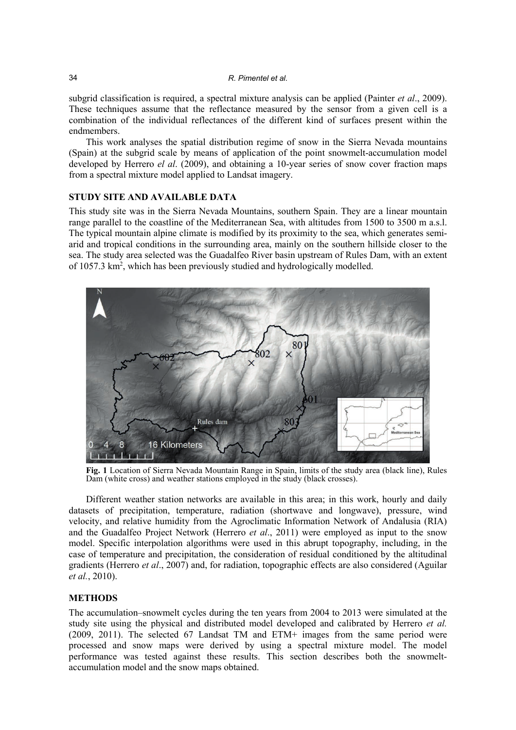subgrid classification is required, a spectral mixture analysis can be applied (Painter *et al*., 2009). These techniques assume that the reflectance measured by the sensor from a given cell is a combination of the individual reflectances of the different kind of surfaces present within the endmembers.

This work analyses the spatial distribution regime of snow in the Sierra Nevada mountains (Spain) at the subgrid scale by means of application of the point snowmelt-accumulation model developed by Herrero *el al*. (2009), and obtaining a 10-year series of snow cover fraction maps from a spectral mixture model applied to Landsat imagery.

## STUDY SITE AND AVAILABLE DATA

This study site was in the Sierra Nevada Mountains, southern Spain. They are a linear mountain range parallel to the coastline of the Mediterranean Sea, with altitudes from 1500 to 3500 m a.s.l. The typical mountain alpine climate is modified by its proximity to the sea, which generates semi-arid and tropical conditions in the surrounding area, mainly on the southern hillside closer to the sea. The study area selected was the Guadalfeo River basin upstream of Rules Dam, with an extent of 1057.3 km$^2$, which has been previously studied and hydrologically modelled.

**Fig. 1** Location of Sierra Nevada Mountain Range in Spain, limits of the study area (black line), Rules Dam (white cross) and weather stations employed in the study (black crosses).

Different weather station networks are available in this area; in this work, hourly and daily datasets of precipitation, temperature, radiation (shortwave and longwave), pressure, wind velocity, and relative humidity from the Agroclimatic Information Network of Andalusia (RIA) and the Guadalfeo Project Network (Herrero *et al*., 2011) were employed as input to the snow model. Specific interpolation algorithms were used in this abrupt topography, including, in the case of temperature and precipitation, the consideration of residual conditioned by the altitudinal gradients (Herrero *et al*., 2007) and, for radiation, topographic effects are also considered (Aguilar *et al.*, 2010).

## METHODS

The accumulation–snowmelt cycles during the ten years from 2004 to 2013 were simulated at the study site using the physical and distributed model developed and calibrated by Herrero *et al.* (2009, 2011). The selected 67 Landsat TM and ETM+ images from the same period were processed and snow maps were derived by using a spectral mixture model. The model performance was tested against these results. This section describes both the snowmelt-accumulation model and the snow maps obtained.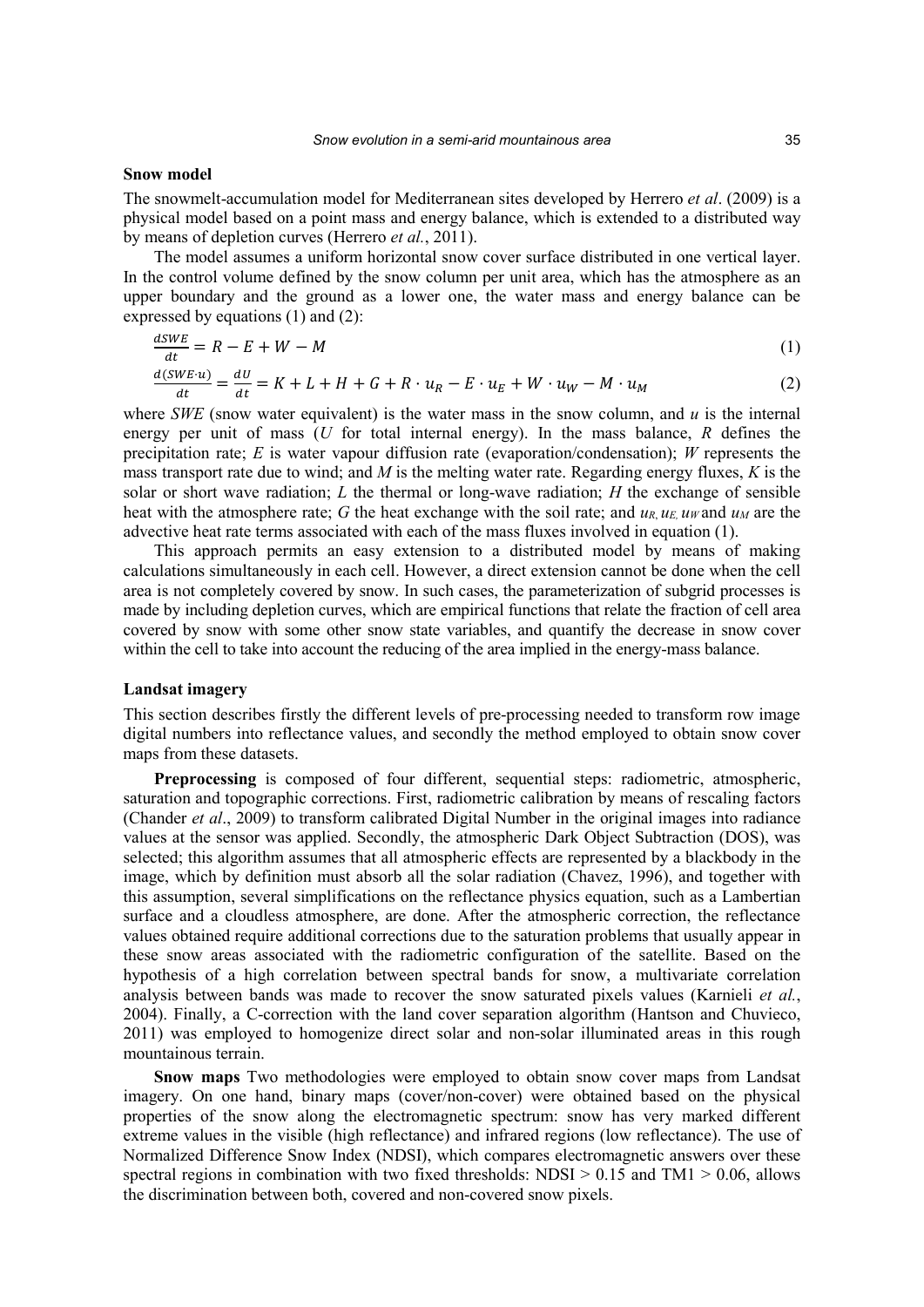## Snow model

The snowmelt-accumulation model for Mediterranean sites developed by Herrero *et al*. (2009) is a physical model based on a point mass and energy balance, which is extended to a distributed way by means of depletion curves (Herrero *et al.*, 2011).

The model assumes a uniform horizontal snow cover surface distributed in one vertical layer. In the control volume defined by the snow column per unit area, which has the atmosphere as an upper boundary and the ground as a lower one, the water mass and energy balance can be expressed by equations (1) and (2):

$$\frac{dSWE}{dt} = R - E + W - M \tag{1}$$

$$\frac{d(SWE \cdot u)}{dt} = \frac{dU}{dt} = K + L + H + G + R \cdot u_R - E \cdot u_E + W \cdot u_W - M \cdot u_M \tag{2}$$

where *SWE* (snow water equivalent) is the water mass in the snow column, and *u* is the internal energy per unit of mass (*U* for total internal energy). In the mass balance, *R* defines the precipitation rate; *E* is water vapour diffusion rate (evaporation/condensation); *W* represents the mass transport rate due to wind; and *M* is the melting water rate. Regarding energy fluxes, *K* is the solar or short wave radiation; *L* the thermal or long-wave radiation; *H* the exchange of sensible heat with the atmosphere rate; *G* the heat exchange with the soil rate; and $u_R$, $u_E$, $u_W$ and $u_M$ are the advective heat rate terms associated with each of the mass fluxes involved in equation (1).

This approach permits an easy extension to a distributed model by means of making calculations simultaneously in each cell. However, a direct extension cannot be done when the cell area is not completely covered by snow. In such cases, the parameterization of subgrid processes is made by including depletion curves, which are empirical functions that relate the fraction of cell area covered by snow with some other snow state variables, and quantify the decrease in snow cover within the cell to take into account the reducing of the area implied in the energy-mass balance.

## Landsat imagery

This section describes firstly the different levels of pre-processing needed to transform row image digital numbers into reflectance values, and secondly the method employed to obtain snow cover maps from these datasets.

**Preprocessing** is composed of four different, sequential steps: radiometric, atmospheric, saturation and topographic corrections. First, radiometric calibration by means of rescaling factors (Chander *et al*., 2009) to transform calibrated Digital Number in the original images into radiance values at the sensor was applied. Secondly, the atmospheric Dark Object Subtraction (DOS), was selected; this algorithm assumes that all atmospheric effects are represented by a blackbody in the image, which by definition must absorb all the solar radiation (Chavez, 1996), and together with this assumption, several simplifications on the reflectance physics equation, such as a Lambertian surface and a cloudless atmosphere, are done. After the atmospheric correction, the reflectance values obtained require additional corrections due to the saturation problems that usually appear in these snow areas associated with the radiometric configuration of the satellite. Based on the hypothesis of a high correlation between spectral bands for snow, a multivariate correlation analysis between bands was made to recover the snow saturated pixels values (Karnieli *et al.*, 2004). Finally, a C-correction with the land cover separation algorithm (Hantson and Chuvieco, 2011) was employed to homogenize direct solar and non-solar illuminated areas in this rough mountainous terrain.

**Snow maps** Two methodologies were employed to obtain snow cover maps from Landsat imagery. On one hand, binary maps (cover/non-cover) were obtained based on the physical properties of the snow along the electromagnetic spectrum: snow has very marked different extreme values in the visible (high reflectance) and infrared regions (low reflectance). The use of Normalized Difference Snow Index (NDSI), which compares electromagnetic answers over these spectral regions in combination with two fixed thresholds: NDSI > 0.15 and TM1 > 0.06, allows the discrimination between both, covered and non-covered snow pixels.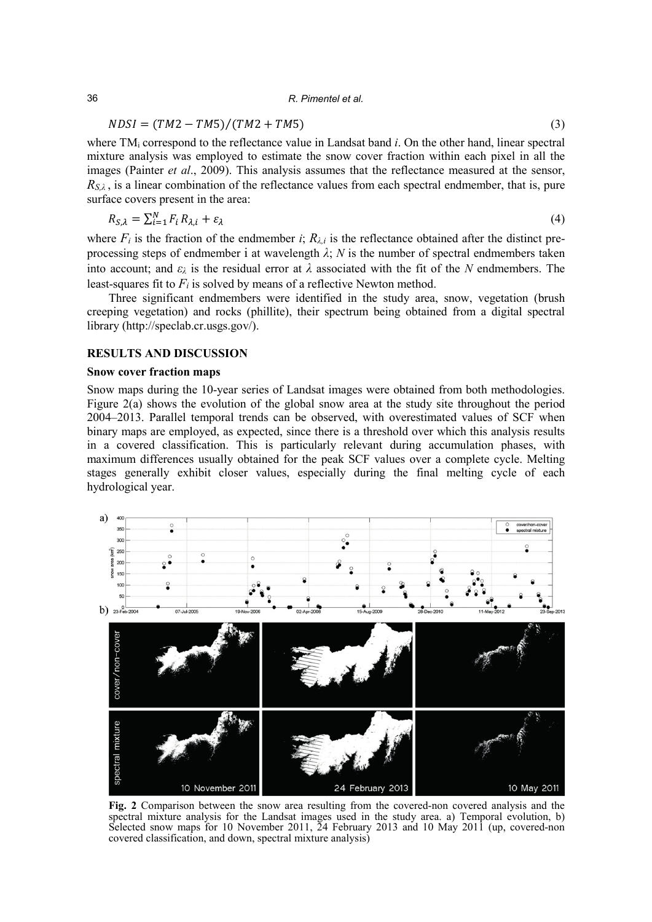$$NDSI = (TM2 - TM5)/(TM2 + TM5) \quad (3)$$

where $TM_i$ correspond to the reflectance value in Landsat band *i*. On the other hand, linear spectral mixture analysis was employed to estimate the snow cover fraction within each pixel in all the images (Painter *et al*., 2009). This analysis assumes that the reflectance measured at the sensor, $R_{S,\lambda}$ , is a linear combination of the reflectance values from each spectral endmember, that is, pure surface covers present in the area:

$$R_{S,\lambda} = \sum_{i=1}^{N} F_i R_{\lambda,i} + \varepsilon_\lambda \quad (4)$$

where $F_i$ is the fraction of the endmember *i*; $R_{\lambda,i}$ is the reflectance obtained after the distinct pre-processing steps of endmember i at wavelength $\lambda$; *N* is the number of spectral endmembers taken into account; and $\varepsilon_\lambda$ is the residual error at $\lambda$ associated with the fit of the *N* endmembers. The least-squares fit to $F_i$ is solved by means of a reflective Newton method.

Three significant endmembers were identified in the study area, snow, vegetation (brush creeping vegetation) and rocks (phillite), their spectrum being obtained from a digital spectral library (http://speclab.cr.usgs.gov/).

## RESULTS AND DISCUSSION

### Snow cover fraction maps

Snow maps during the 10-year series of Landsat images were obtained from both methodologies. Figure 2(a) shows the evolution of the global snow area at the study site throughout the period 2004–2013. Parallel temporal trends can be observed, with overestimated values of SCF when binary maps are employed, as expected, since there is a threshold over which this analysis results in a covered classification. This is particularly relevant during accumulation phases, with maximum differences usually obtained for the peak SCF values over a complete cycle. Melting stages generally exhibit closer values, especially during the final melting cycle of each hydrological year.

**Fig. 2** Comparison between the snow area resulting from the covered-non covered analysis and the spectral mixture analysis for the Landsat images used in the study area. a) Temporal evolution, b) Selected snow maps for 10 November 2011, 24 February 2013 and 10 May 2011 (up, covered-non covered classification, and down, spectral mixture analysis)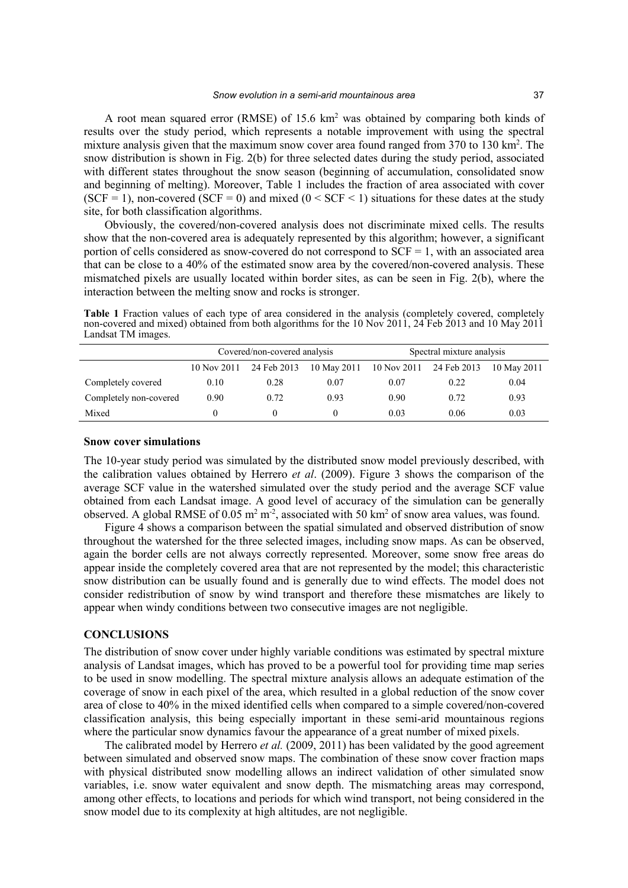A root mean squared error (RMSE) of 15.6 km$^2$ was obtained by comparing both kinds of results over the study period, which represents a notable improvement with using the spectral mixture analysis given that the maximum snow cover area found ranged from 370 to 130 km$^2$. The snow distribution is shown in Fig. 2(b) for three selected dates during the study period, associated with different states throughout the snow season (beginning of accumulation, consolidated snow and beginning of melting). Moreover, Table 1 includes the fraction of area associated with cover (SCF = 1), non-covered (SCF = 0) and mixed ($0 < \text{SCF} < 1$) situations for these dates at the study site, for both classification algorithms.

Obviously, the covered/non-covered analysis does not discriminate mixed cells. The results show that the non-covered area is adequately represented by this algorithm; however, a significant portion of cells considered as snow-covered do not correspond to SCF = 1, with an associated area that can be close to a 40% of the estimated snow area by the covered/non-covered analysis. These mismatched pixels are usually located within border sites, as can be seen in Fig. 2(b), where the interaction between the melting snow and rocks is stronger.

**Table 1** Fraction values of each type of area considered in the analysis (completely covered, completely non-covered and mixed) obtained from both algorithms for the 10 Nov 2011, 24 Feb 2013 and 10 May 2011 Landsat TM images.

| | Covered/non-covered analysis | | | Spectral mixture analysis | | |
|---|---|---|---|---|---|---|
| | 10 Nov 2011 | 24 Feb 2013 | 10 May 2011 | 10 Nov 2011 | 24 Feb 2013 | 10 May 2011 |
| Completely covered | 0.10 | 0.28 | 0.07 | 0.07 | 0.22 | 0.04 |
| Completely non-covered | 0.90 | 0.72 | 0.93 | 0.90 | 0.72 | 0.93 |
| Mixed | 0 | 0 | 0 | 0.03 | 0.06 | 0.03 |

### Snow cover simulations

The 10-year study period was simulated by the distributed snow model previously described, with the calibration values obtained by Herrero *et al*. (2009). Figure 3 shows the comparison of the average SCF value in the watershed simulated over the study period and the average SCF value obtained from each Landsat image. A good level of accuracy of the simulation can be generally observed. A global RMSE of 0.05 m$^2$ m$^{-2}$, associated with 50 km$^2$ of snow area values, was found.

Figure 4 shows a comparison between the spatial simulated and observed distribution of snow throughout the watershed for the three selected images, including snow maps. As can be observed, again the border cells are not always correctly represented. Moreover, some snow free areas do appear inside the completely covered area that are not represented by the model; this characteristic snow distribution can be usually found and is generally due to wind effects. The model does not consider redistribution of snow by wind transport and therefore these mismatches are likely to appear when windy conditions between two consecutive images are not negligible.

## CONCLUSIONS

The distribution of snow cover under highly variable conditions was estimated by spectral mixture analysis of Landsat images, which has proved to be a powerful tool for providing time map series to be used in snow modelling. The spectral mixture analysis allows an adequate estimation of the coverage of snow in each pixel of the area, which resulted in a global reduction of the snow cover area of close to 40% in the mixed identified cells when compared to a simple covered/non-covered classification analysis, this being especially important in these semi-arid mountainous regions where the particular snow dynamics favour the appearance of a great number of mixed pixels.

The calibrated model by Herrero *et al.* (2009, 2011) has been validated by the good agreement between simulated and observed snow maps. The combination of these snow cover fraction maps with physical distributed snow modelling allows an indirect validation of other simulated snow variables, i.e. snow water equivalent and snow depth. The mismatching areas may correspond, among other effects, to locations and periods for which wind transport, not being considered in the snow model due to its complexity at high altitudes, are not negligible.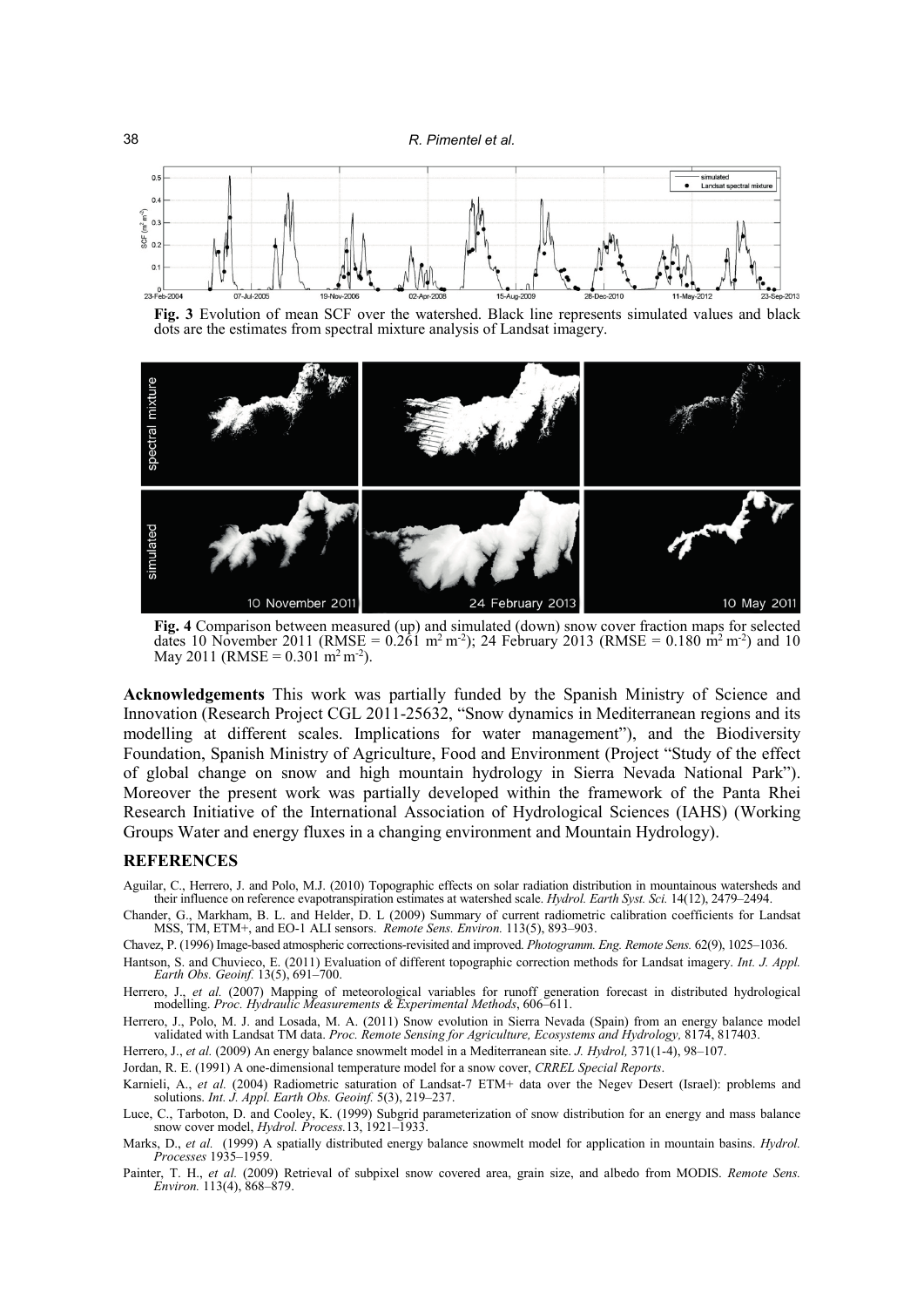**Fig. 3** Evolution of mean SCF over the watershed. Black line represents simulated values and black dots are the estimates from spectral mixture analysis of Landsat imagery.

**Fig. 4** Comparison between measured (up) and simulated (down) snow cover fraction maps for selected dates 10 November 2011 (RMSE = 0.261 $m^2 m^{-2}$); 24 February 2013 (RMSE = 0.180 $m^2 m^{-2}$) and 10 May 2011 (RMSE = 0.301 $m^2 m^{-2}$).

**Acknowledgements** This work was partially funded by the Spanish Ministry of Science and Innovation (Research Project CGL 2011-25632, "Snow dynamics in Mediterranean regions and its modelling at different scales. Implications for water management"), and the Biodiversity Foundation, Spanish Ministry of Agriculture, Food and Environment (Project "Study of the effect of global change on snow and high mountain hydrology in Sierra Nevada National Park"). Moreover the present work was partially developed within the framework of the Panta Rhei Research Initiative of the International Association of Hydrological Sciences (IAHS) (Working Groups Water and energy fluxes in a changing environment and Mountain Hydrology).

## REFERENCES

Aguilar, C., Herrero, J. and Polo, M.J. (2010) Topographic effects on solar radiation distribution in mountainous watersheds and their influence on reference evapotranspiration estimates at watershed scale. *Hydrol. Earth Syst. Sci.* 14(12), 2479–2494.

Chander, G., Markham, B. L. and Helder, D. L (2009) Summary of current radiometric calibration coefficients for Landsat MSS, TM, ETM+, and EO-1 ALI sensors. *Remote Sens. Environ.* 113(5), 893–903.

Chavez, P. (1996) Image-based atmospheric corrections-revisited and improved. *Photogramm. Eng. Remote Sens.* 62(9), 1025–1036.

Hantson, S. and Chuvieco, E. (2011) Evaluation of different topographic correction methods for Landsat imagery. *Int. J. Appl. Earth Obs. Geoinf.* 13(5), 691–700.

Herrero, J., *et al.* (2007) Mapping of meteorological variables for runoff generation forecast in distributed hydrological modelling. *Proc. Hydraulic Measurements & Experimental Methods*, 606–611.

Herrero, J., Polo, M. J. and Losada, M. A. (2011) Snow evolution in Sierra Nevada (Spain) from an energy balance model validated with Landsat TM data. *Proc. Remote Sensing for Agriculture, Ecosystems and Hydrology,* 8174, 817403.

Herrero, J., *et al.* (2009) An energy balance snowmelt model in a Mediterranean site. *J. Hydrol,* 371(1-4), 98–107.

Jordan, R. E. (1991) A one-dimensional temperature model for a snow cover, *CRREL Special Reports*.

Karnieli, A., *et al.* (2004) Radiometric saturation of Landsat-7 ETM+ data over the Negev Desert (Israel): problems and solutions. *Int. J. Appl. Earth Obs. Geoinf.* 5(3), 219–237.

Luce, C., Tarboton, D. and Cooley, K. (1999) Subgrid parameterization of snow distribution for an energy and mass balance snow cover model, *Hydrol. Process.*13, 1921–1933.

Marks, D., *et al.* (1999) A spatially distributed energy balance snowmelt model for application in mountain basins. *Hydrol. Processes* 1935–1959.

Painter, T. H., *et al.* (2009) Retrieval of subpixel snow covered area, grain size, and albedo from MODIS. *Remote Sens. Environ.* 113(4), 868–879.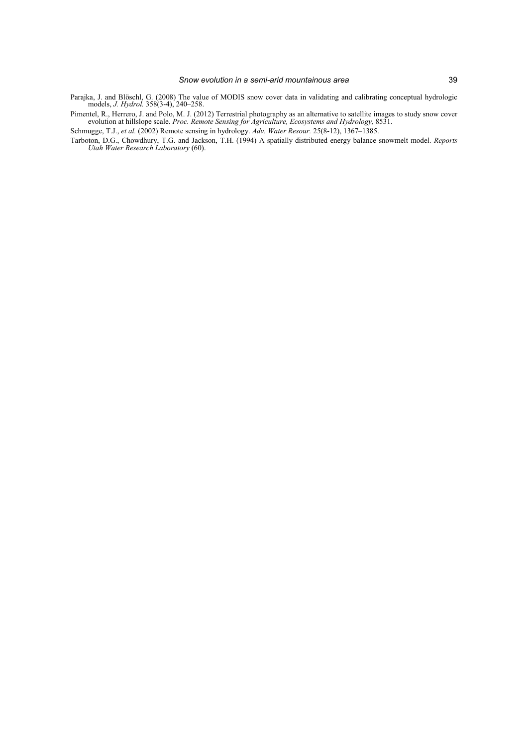Parajka, J. and Blöschl, G. (2008) The value of MODIS snow cover data in validating and calibrating conceptual hydrologic models, *J. Hydrol.* 358(3-4), 240–258.

Pimentel, R., Herrero, J. and Polo, M. J. (2012) Terrestrial photography as an alternative to satellite images to study snow cover evolution at hillslope scale. *Proc. Remote Sensing for Agriculture, Ecosystems and Hydrology,* 8531.

Schmugge, T.J., *et al.* (2002) Remote sensing in hydrology. *Adv. Water Resour.* 25(8-12), 1367–1385.

Tarboton, D.G., Chowdhury, T.G. and Jackson, T.H. (1994) A spatially distributed energy balance snowmelt model. *Reports Utah Water Research Laboratory* (60).